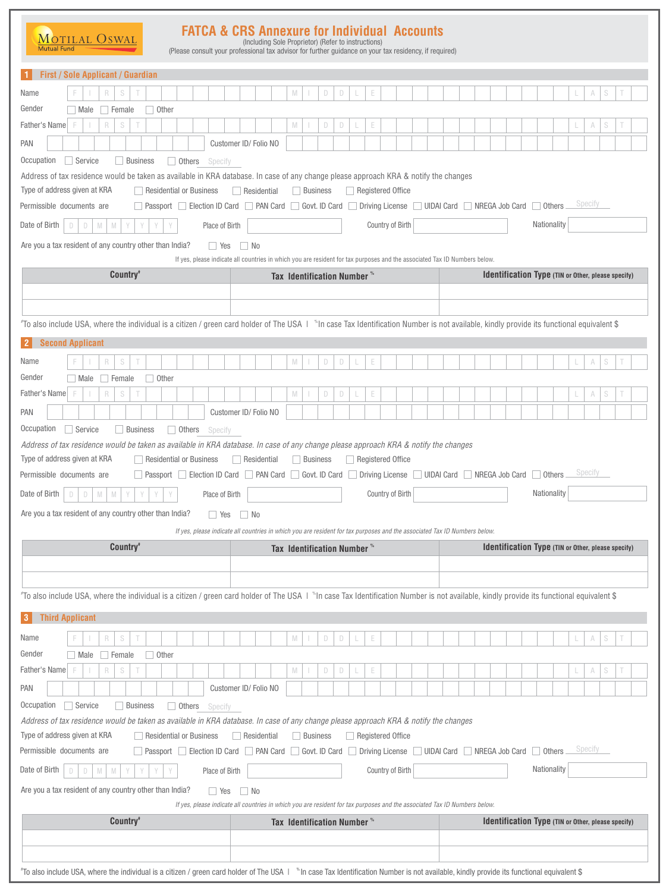# FATCA & CRS Annexure for Individual Accounts

(Including Sole Proprietor) (Refer to instructions)

(Please consult your professional tax advisor for further guidance on your tax residency, if required)

## 1 First / Sole Applicant / Guardian

Name: FIRST _______ MIDDLE _______ LAST _______

Gender: ☐ Male ☐ Female ☐ Other

Father's Name: FIRST _______ MIDDLE _______ LAST _______

PAN _______ Customer ID/ Folio NO _______

Occupation: ☐ Service ☐ Business ☐ Others Specify _______

Address of tax residence would be taken as available in KRA database. In case of any change please approach KRA & notify the changes

Type of address given at KRA: ☐ Residential or Business ☐ Residential ☐ Business ☐ Registered Office

Permissible documents are: ☐ Passport ☐ Election ID Card ☐ PAN Card ☐ Govt. ID Card ☐ Driving License ☐ UIDAI Card ☐ NREGA Job Card ☐ Others Specify _______

Date of Birth DDMMYYYY Place of Birth _______ Country of Birth _______ Nationality _______

Are you a tax resident of any country other than India? ☐ Yes ☐ No

If yes, please indicate all countries in which you are resident for tax purposes and the associated Tax ID Numbers below.

| Country# | Tax Identification Number% | Identification Type (TIN or Other, please specify) |
|---|---|---|
| | | |
| | | |

#To also include USA, where the individual is a citizen / green card holder of The USA | %In case Tax Identification Number is not available, kindly provide its functional equivalent $

## 2 Second Applicant

Name: FIRST _______ MIDDLE _______ LAST _______

Gender: ☐ Male ☐ Female ☐ Other

Father's Name: FIRST _______ MIDDLE _______ LAST _______

PAN _______ Customer ID/ Folio NO _______

Occupation: ☐ Service ☐ Business ☐ Others Specify _______

*Address of tax residence would be taken as available in KRA database. In case of any change please approach KRA & notify the changes*

Type of address given at KRA: ☐ Residential or Business ☐ Residential ☐ Business ☐ Registered Office

Permissible documents are: ☐ Passport ☐ Election ID Card ☐ PAN Card ☐ Govt. ID Card ☐ Driving License ☐ UIDAI Card ☐ NREGA Job Card ☐ Others Specify _______

Date of Birth DDMMYYYY Place of Birth _______ Country of Birth _______ Nationality _______

Are you a tax resident of any country other than India? ☐ Yes ☐ No

*If yes, please indicate all countries in which you are resident for tax purposes and the associated Tax ID Numbers below.*

| Country# | Tax Identification Number% | Identification Type (TIN or Other, please specify) |
|---|---|---|
| | | |
| | | |

#To also include USA, where the individual is a citizen / green card holder of The USA | %In case Tax Identification Number is not available, kindly provide its functional equivalent $

## 3 Third Applicant

Name: FIRST _______ MIDDLE _______ LAST _______

Gender: ☐ Male ☐ Female ☐ Other

Father's Name: FIRST _______ MIDDLE _______ LAST _______

PAN _______ Customer ID/ Folio NO _______

Occupation: ☐ Service ☐ Business ☐ Others Specify _______

*Address of tax residence would be taken as available in KRA database. In case of any change please approach KRA & notify the changes*

Type of address given at KRA: ☐ Residential or Business ☐ Residential ☐ Business ☐ Registered Office

Permissible documents are: ☐ Passport ☐ Election ID Card ☐ PAN Card ☐ Govt. ID Card ☐ Driving License ☐ UIDAI Card ☐ NREGA Job Card ☐ Others Specify _______

Date of Birth DDMMYYYY Place of Birth _______ Country of Birth _______ Nationality _______

Are you a tax resident of any country other than India? ☐ Yes ☐ No

*If yes, please indicate all countries in which you are resident for tax purposes and the associated Tax ID Numbers below.*

| Country# | Tax Identification Number% | Identification Type (TIN or Other, please specify) |
|---|---|---|
| | | |
| | | |

#To also include USA, where the individual is a citizen / green card holder of The USA | %In case Tax Identification Number is not available, kindly provide its functional equivalent $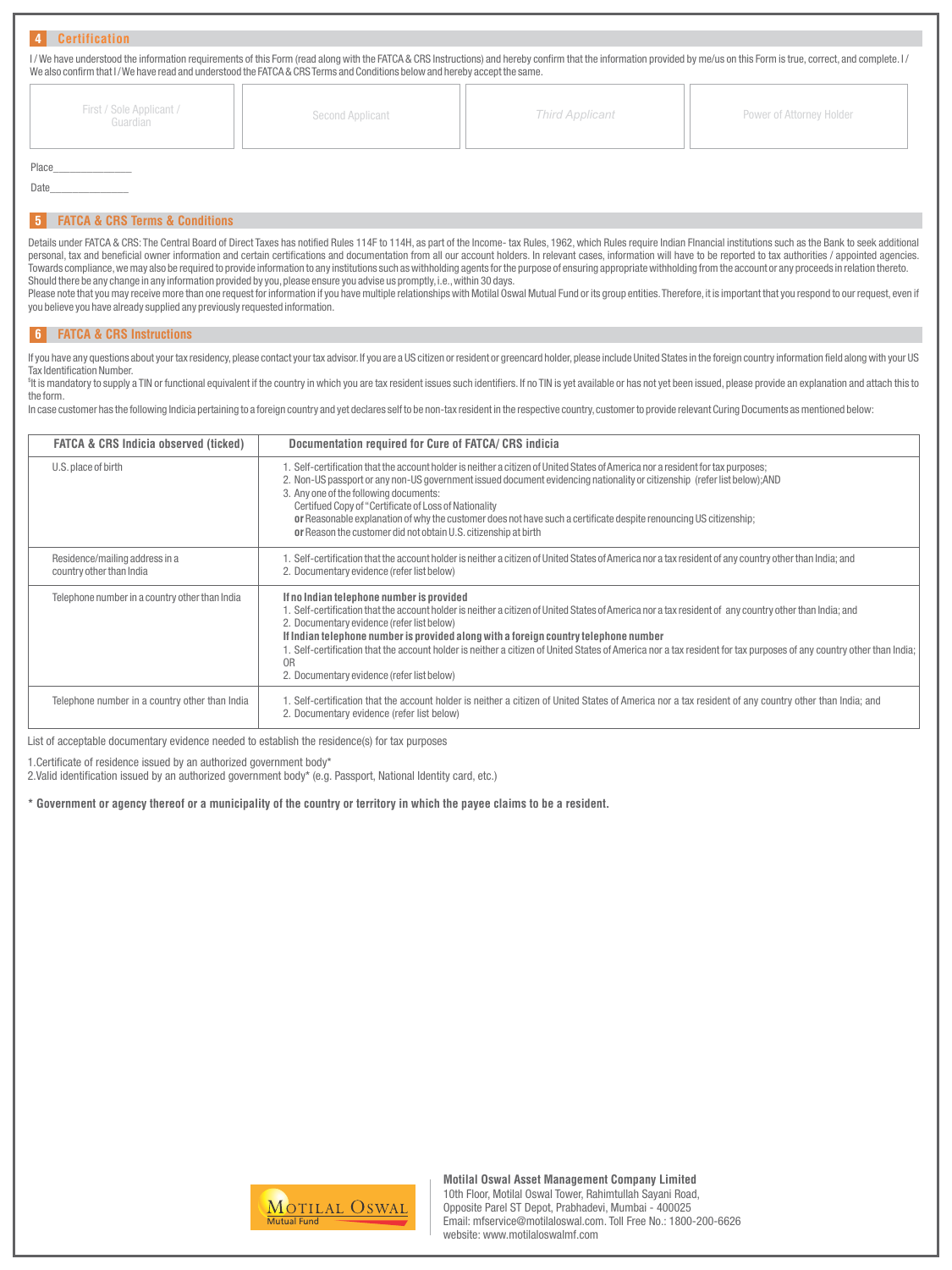## 4 Certification

I / We have understood the information requirements of this Form (read along with the FATCA & CRS Instructions) and hereby confirm that the information provided by me/us on this Form is true, correct, and complete. I / We also confirm that I / We have read and understood the FATCA & CRS Terms and Conditions below and hereby accept the same.

| First / Sole Applicant / Guardian | Second Applicant | Third Applicant | Power of Attorney Holder |
|---|---|---|---|
| | | | |

Place_______________

Date_______________

## 5 FATCA & CRS Terms & Conditions

Details under FATCA & CRS: The Central Board of Direct Taxes has notified Rules 114F to 114H, as part of the Income- tax Rules, 1962, which Rules require Indian FInancial institutions such as the Bank to seek additional personal, tax and beneficial owner information and certain certifications and documentation from all our account holders. In relevant cases, information will have to be reported to tax authorities / appointed agencies. Towards compliance, we may also be required to provide information to any institutions such as withholding agents for the purpose of ensuring appropriate withholding from the account or any proceeds in relation thereto. Should there be any change in any information provided by you, please ensure you advise us promptly, i.e., within 30 days.

Please note that you may receive more than one request for information if you have multiple relationships with Motilal Oswal Mutual Fund or its group entities. Therefore, it is important that you respond to our request, even if you believe you have already supplied any previously requested information.

## 6 FATCA & CRS Instructions

If you have any questions about your tax residency, please contact your tax advisor. If you are a US citizen or resident or greencard holder, please include United States in the foreign country information field along with your US Tax Identification Number.

$It is mandatory to supply a TIN or functional equivalent if the country in which you are tax resident issues such identifiers. If no TIN is yet available or has not yet been issued, please provide an explanation and attach this to the form.

In case customer has the following Indicia pertaining to a foreign country and yet declares self to be non-tax resident in the respective country, customer to provide relevant Curing Documents as mentioned below:

| FATCA & CRS Indicia observed (ticked) | Documentation required for Cure of FATCA/ CRS indicia |
|---|---|
| U.S. place of birth | 1. Self-certification that the account holder is neither a citizen of United States of America nor a resident for tax purposes;<br>2. Non-US passport or any non-US government issued document evidencing nationality or citizenship (refer list below);AND<br>3. Any one of the following documents:<br>Certifued Copy of "Certificate of Loss of Nationality<br>**or** Reasonable explanation of why the customer does not have such a certificate despite renouncing US citizenship;<br>**or** Reason the customer did not obtain U.S. citizenship at birth |
| Residence/mailing address in a country other than India | 1. Self-certification that the account holder is neither a citizen of United States of America nor a tax resident of any country other than India; and<br>2. Documentary evidence (refer list below) |
| Telephone number in a country other than India | **If no Indian telephone number is provided**<br>1. Self-certification that the account holder is neither a citizen of United States of America nor a tax resident of any country other than India; and<br>2. Documentary evidence (refer list below)<br>**If Indian telephone number is provided along with a foreign country telephone number**<br>1. Self-certification that the account holder is neither a citizen of United States of America nor a tax resident for tax purposes of any country other than India;<br>OR<br>2. Documentary evidence (refer list below) |
| Telephone number in a country other than India | 1. Self-certification that the account holder is neither a citizen of United States of America nor a tax resident of any country other than India; and<br>2. Documentary evidence (refer list below) |

List of acceptable documentary evidence needed to establish the residence(s) for tax purposes

1.Certificate of residence issued by an authorized government body*

2.Valid identification issued by an authorized government body* (e.g. Passport, National Identity card, etc.)

**\* Government or agency thereof or a municipality of the country or territory in which the payee claims to be a resident.**

Motilal Oswal Mutual Fund

**Motilal Oswal Asset Management Company Limited**
10th Floor, Motilal Oswal Tower, Rahimtullah Sayani Road,
Opposite Parel ST Depot, Prabhadevi, Mumbai - 400025
Email: mfservice@motilaloswal.com. Toll Free No.: 1800-200-6626
website: www.motilaloswalmf.com